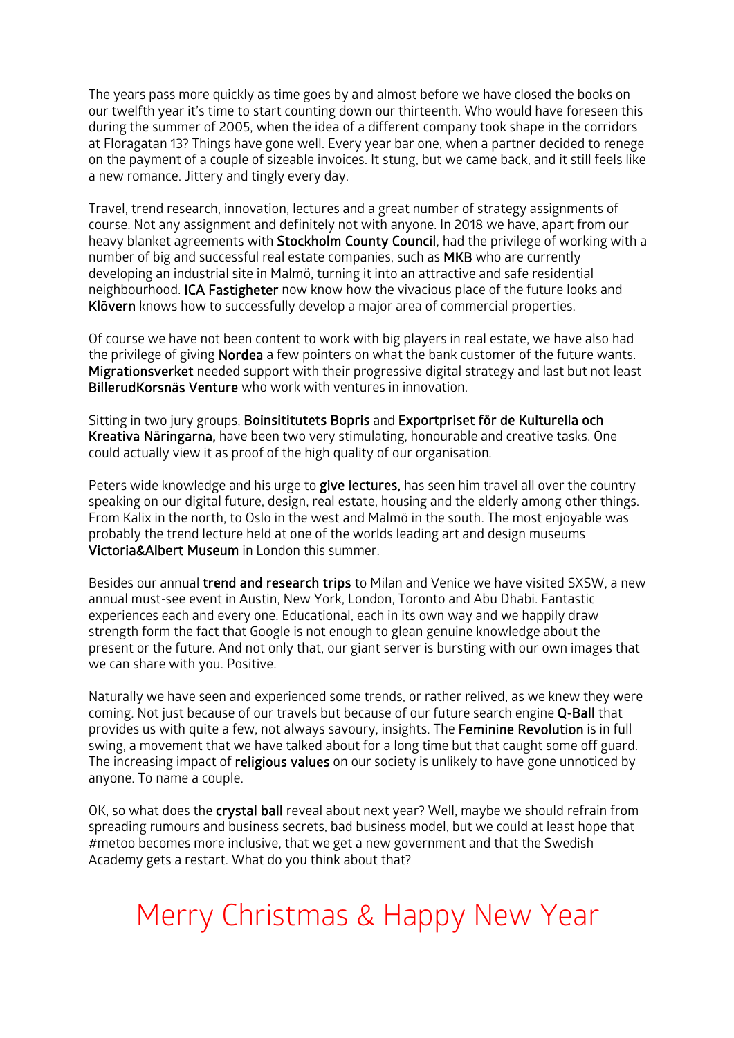The years pass more quickly as time goes by and almost before we have closed the books on our twelfth year it's time to start counting down our thirteenth. Who would have foreseen this during the summer of 2005, when the idea of a different company took shape in the corridors at Floragatan 13? Things have gone well. Every year bar one, when a partner decided to renege on the payment of a couple of sizeable invoices. It stung, but we came back, and it still feels like a new romance. Jittery and tingly every day.

Travel, trend research, innovation, lectures and a great number of strategy assignments of course. Not any assignment and definitely not with anyone. In 2018 we have, apart from our heavy blanket agreements with **Stockholm County Council**, had the privilege of working with a number of big and successful real estate companies, such as **MKB** who are currently developing an industrial site in Malmö, turning it into an attractive and safe residential neighbourhood. **ICA Fastigheter** now know how the vivacious place of the future looks and **Klövern** knows how to successfully develop a major area of commercial properties.

Of course we have not been content to work with big players in real estate, we have also had the privilege of giving **Nordea** a few pointers on what the bank customer of the future wants. **Migrationsverket** needed support with their progressive digital strategy and last but not least **BillerudKorsnäs Venture** who work with ventures in innovation.

Sitting in two jury groups, **Boinsititutets Bopris** and **Exportpriset för de Kulturella och Kreativa Näringarna,** have been two very stimulating, honourable and creative tasks. One could actually view it as proof of the high quality of our organisation.

Peters wide knowledge and his urge to **give lectures,** has seen him travel all over the country speaking on our digital future, design, real estate, housing and the elderly among other things. From Kalix in the north, to Oslo in the west and Malmö in the south. The most enjoyable was probably the trend lecture held at one of the worlds leading art and design museums **Victoria&Albert Museum** in London this summer.

Besides our annual **trend and research trips** to Milan and Venice we have visited SXSW, a new annual must-see event in Austin, New York, London, Toronto and Abu Dhabi. Fantastic experiences each and every one. Educational, each in its own way and we happily draw strength form the fact that Google is not enough to glean genuine knowledge about the present or the future. And not only that, our giant server is bursting with our own images that we can share with you. Positive.

Naturally we have seen and experienced some trends, or rather relived, as we knew they were coming. Not just because of our travels but because of our future search engine **Q-Ball** that provides us with quite a few, not always savoury, insights. The **Feminine Revolution** is in full swing, a movement that we have talked about for a long time but that caught some off guard. The increasing impact of **religious values** on our society is unlikely to have gone unnoticed by anyone. To name a couple.

OK, so what does the **crystal ball** reveal about next year? Well, maybe we should refrain from spreading rumours and business secrets, bad business model, but we could at least hope that #metoo becomes more inclusive, that we get a new government and that the Swedish Academy gets a restart. What do you think about that?

# Merry Christmas & Happy New Year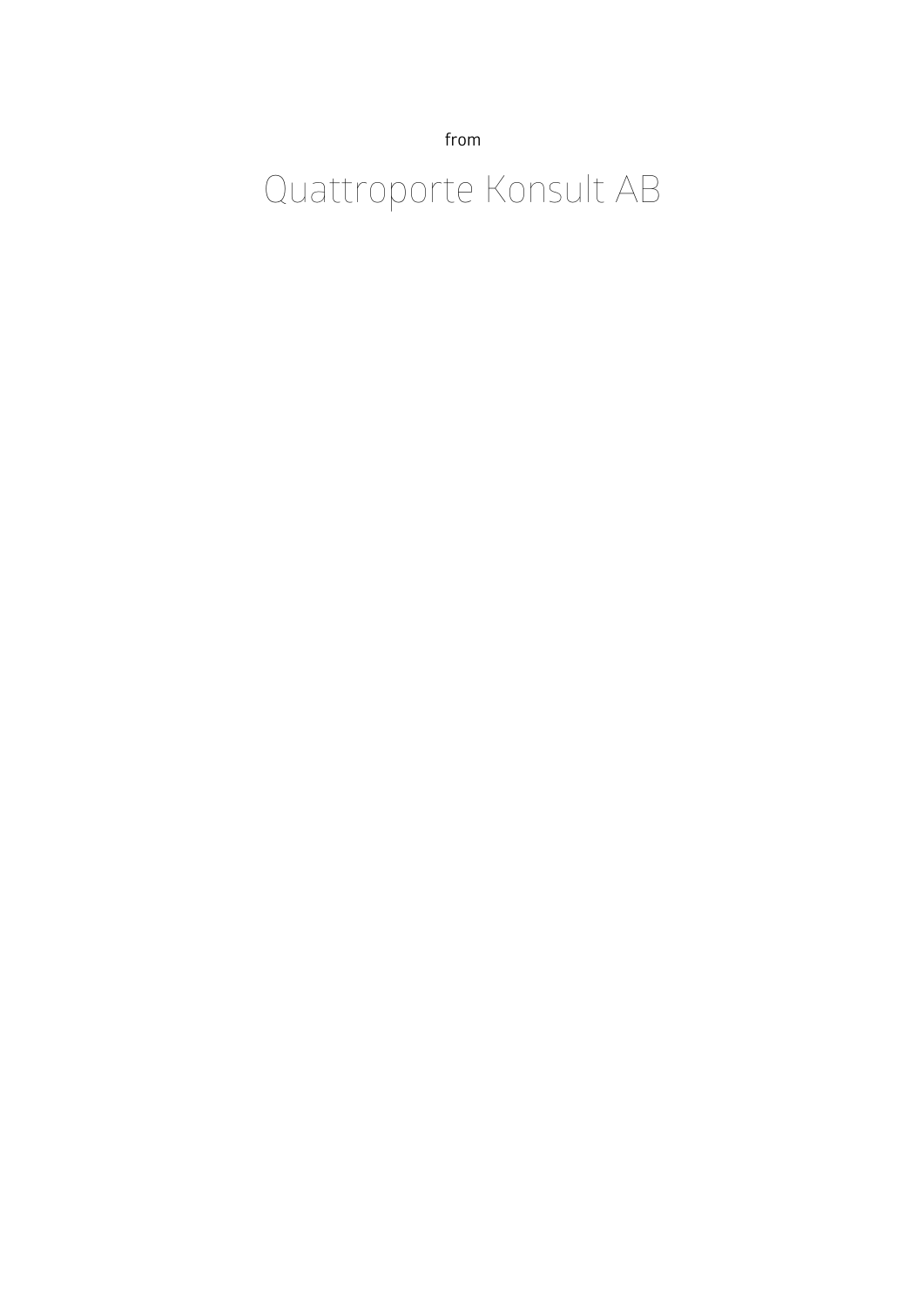from

# Quattroporte Konsult AB